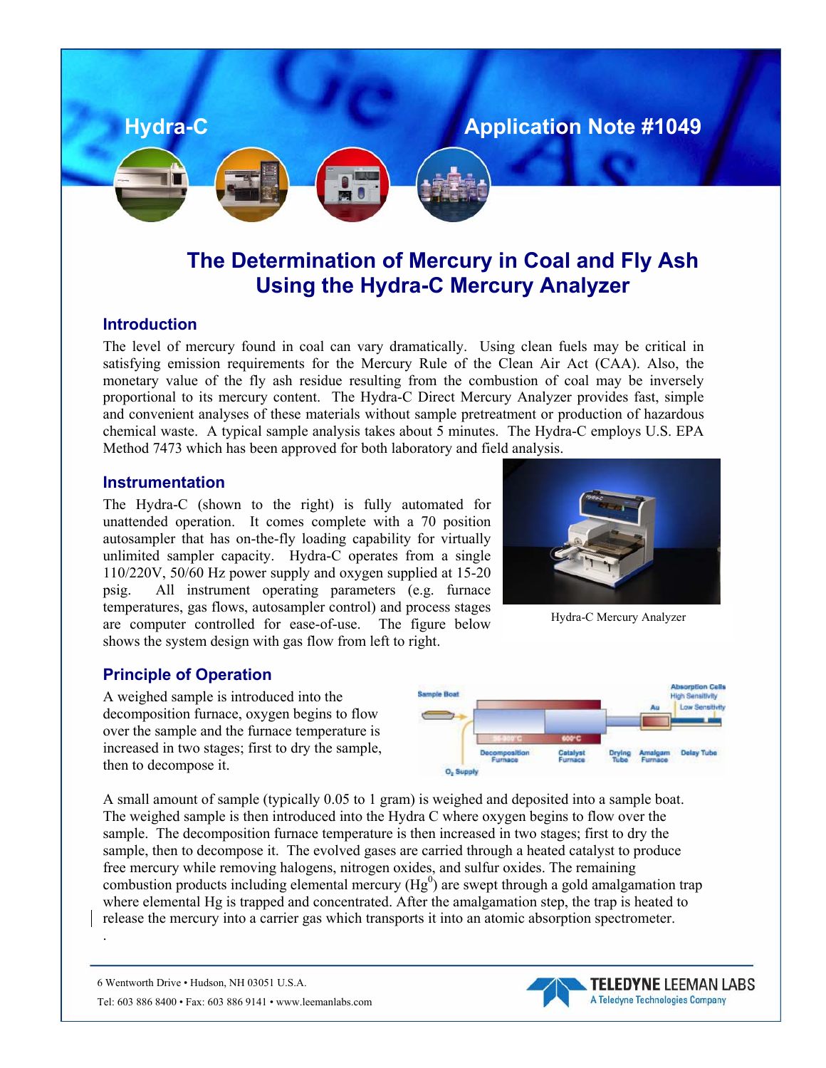Hydra-C

Application Note #1049

# The Determination of Mercury in Coal and Fly Ash Using the Hydra-C Mercury Analyzer

## Introduction

The level of mercury found in coal can vary dramatically. Using clean fuels may be critical in satisfying emission requirements for the Mercury Rule of the Clean Air Act (CAA). Also, the monetary value of the fly ash residue resulting from the combustion of coal may be inversely proportional to its mercury content. The Hydra-C Direct Mercury Analyzer provides fast, simple and convenient analyses of these materials without sample pretreatment or production of hazardous chemical waste. A typical sample analysis takes about 5 minutes. The Hydra-C employs U.S. EPA Method 7473 which has been approved for both laboratory and field analysis.

## Instrumentation

The Hydra-C (shown to the right) is fully automated for unattended operation. It comes complete with a 70 position autosampler that has on-the-fly loading capability for virtually unlimited sampler capacity. Hydra-C operates from a single 110/220V, 50/60 Hz power supply and oxygen supplied at 15-20 psig. All instrument operating parameters (e.g. furnace temperatures, gas flows, autosampler control) and process stages are computer controlled for ease-of-use. The figure below shows the system design with gas flow from left to right.

Hydra-C Mercury Analyzer

## Principle of Operation

A weighed sample is introduced into the decomposition furnace, oxygen begins to flow over the sample and the furnace temperature is increased in two stages; first to dry the sample, then to decompose it.

A small amount of sample (typically 0.05 to 1 gram) is weighed and deposited into a sample boat. The weighed sample is then introduced into the Hydra C where oxygen begins to flow over the sample. The decomposition furnace temperature is then increased in two stages; first to dry the sample, then to decompose it. The evolved gases are carried through a heated catalyst to produce free mercury while removing halogens, nitrogen oxides, and sulfur oxides. The remaining combustion products including elemental mercury ($Hg^0$) are swept through a gold amalgamation trap where elemental Hg is trapped and concentrated. After the amalgamation step, the trap is heated to release the mercury into a carrier gas which transports it into an atomic absorption spectrometer.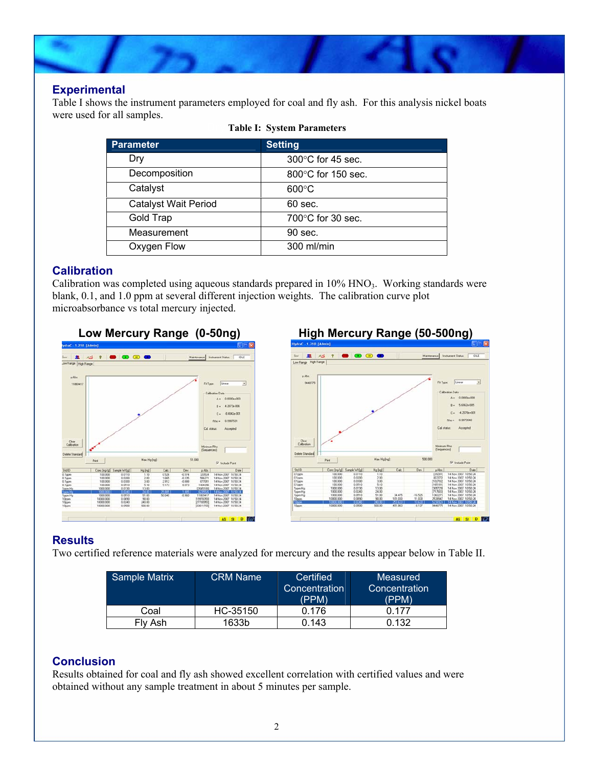## Experimental

Table I shows the instrument parameters employed for coal and fly ash. For this analysis nickel boats were used for all samples.

**Table I: System Parameters**

| Parameter | Setting |
|---|---|
| Dry | 300°C for 45 sec. |
| Decomposition | 800°C for 150 sec. |
| Catalyst | 600°C |
| Catalyst Wait Period | 60 sec. |
| Gold Trap | 700°C for 30 sec. |
| Measurement | 90 sec. |
| Oxygen Flow | 300 ml/min |

## Calibration

Calibration was completed using aqueous standards prepared in 10% $HNO_3$. Working standards were blank, 0.1, and 1.0 ppm at several different injection weights. The calibration curve plot microabsorbance vs total mercury injected.

**Low Mercury Range (0-50ng)**

**High Mercury Range (50-500ng)**

## Results

Two certified reference materials were analyzed for mercury and the results appear below in Table II.

| Sample Matrix | CRM Name | Certified Concentration (PPM) | Measured Concentration (PPM) |
|---|---|---|---|
| Coal | HC-35150 | 0.176 | 0.177 |
| Fly Ash | 1633b | 0.143 | 0.132 |

## Conclusion

Results obtained for coal and fly ash showed excellent correlation with certified values and were obtained without any sample treatment in about 5 minutes per sample.